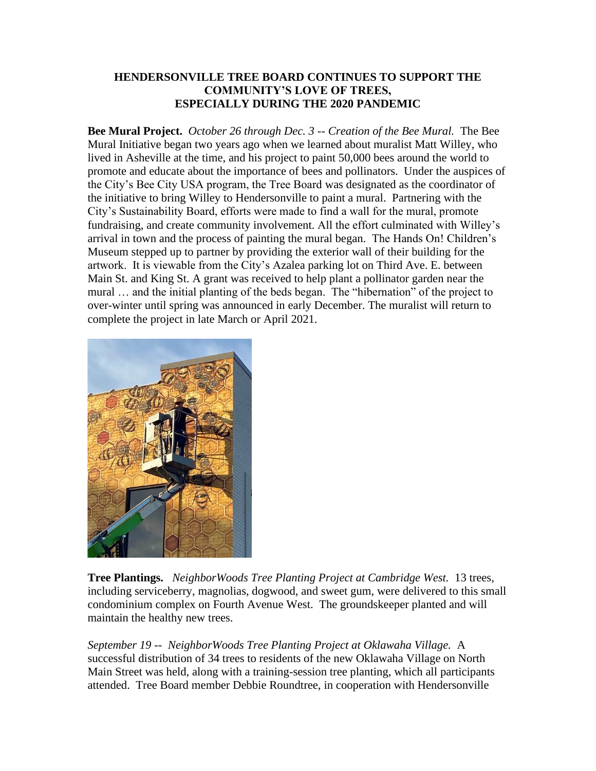# HENDERSONVILLE TREE BOARD CONTINUES TO SUPPORT THE COMMUNITY'S LOVE OF TREES, ESPECIALLY DURING THE 2020 PANDEMIC

**Bee Mural Project.** *October 26 through Dec. 3 -- Creation of the Bee Mural.* The Bee Mural Initiative began two years ago when we learned about muralist Matt Willey, who lived in Asheville at the time, and his project to paint 50,000 bees around the world to promote and educate about the importance of bees and pollinators. Under the auspices of the City's Bee City USA program, the Tree Board was designated as the coordinator of the initiative to bring Willey to Hendersonville to paint a mural. Partnering with the City's Sustainability Board, efforts were made to find a wall for the mural, promote fundraising, and create community involvement. All the effort culminated with Willey's arrival in town and the process of painting the mural began. The Hands On! Children's Museum stepped up to partner by providing the exterior wall of their building for the artwork. It is viewable from the City's Azalea parking lot on Third Ave. E. between Main St. and King St. A grant was received to help plant a pollinator garden near the mural … and the initial planting of the beds began. The "hibernation" of the project to over-winter until spring was announced in early December. The muralist will return to complete the project in late March or April 2021.

**Tree Plantings.** *NeighborWoods Tree Planting Project at Cambridge West.* 13 trees, including serviceberry, magnolias, dogwood, and sweet gum, were delivered to this small condominium complex on Fourth Avenue West. The groundskeeper planted and will maintain the healthy new trees.

*September 19 -- NeighborWoods Tree Planting Project at Oklawaha Village.* A successful distribution of 34 trees to residents of the new Oklawaha Village on North Main Street was held, along with a training-session tree planting, which all participants attended. Tree Board member Debbie Roundtree, in cooperation with Hendersonville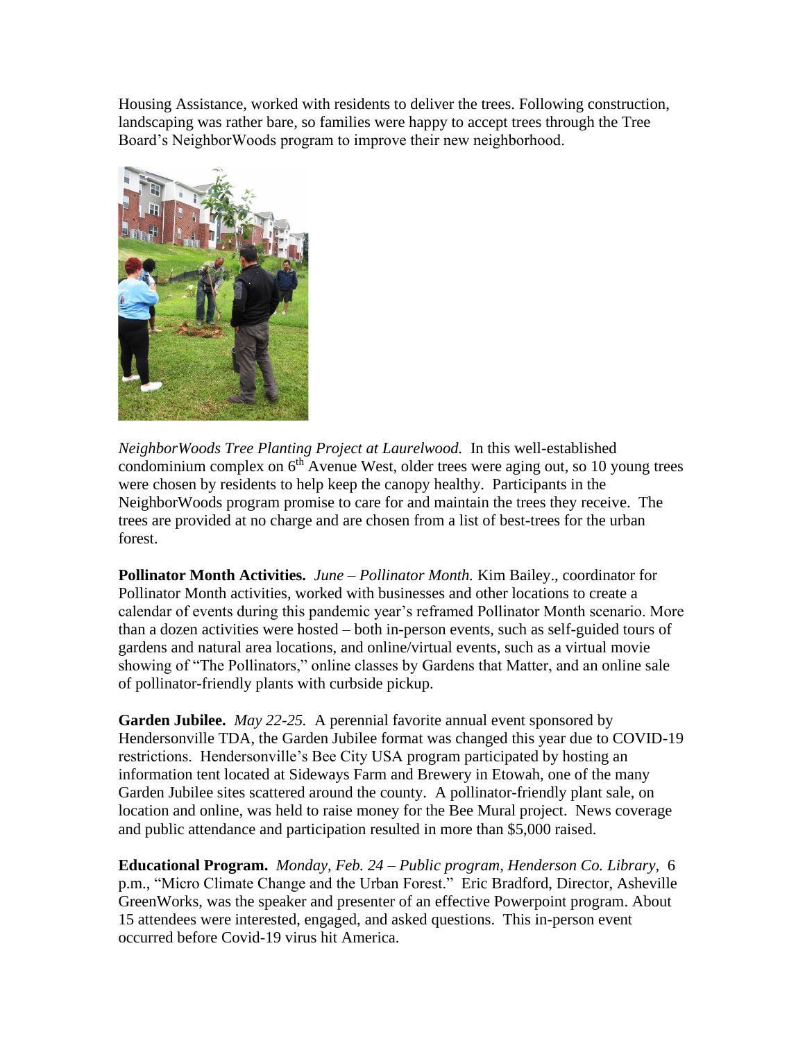Housing Assistance, worked with residents to deliver the trees. Following construction, landscaping was rather bare, so families were happy to accept trees through the Tree Board's NeighborWoods program to improve their new neighborhood.

*NeighborWoods Tree Planting Project at Laurelwood.* In this well-established condominium complex on 6th Avenue West, older trees were aging out, so 10 young trees were chosen by residents to help keep the canopy healthy. Participants in the NeighborWoods program promise to care for and maintain the trees they receive. The trees are provided at no charge and are chosen from a list of best-trees for the urban forest.

**Pollinator Month Activities.** *June – Pollinator Month.* Kim Bailey., coordinator for Pollinator Month activities, worked with businesses and other locations to create a calendar of events during this pandemic year's reframed Pollinator Month scenario. More than a dozen activities were hosted – both in-person events, such as self-guided tours of gardens and natural area locations, and online/virtual events, such as a virtual movie showing of "The Pollinators," online classes by Gardens that Matter, and an online sale of pollinator-friendly plants with curbside pickup.

**Garden Jubilee.** *May 22-25.* A perennial favorite annual event sponsored by Hendersonville TDA, the Garden Jubilee format was changed this year due to COVID-19 restrictions. Hendersonville's Bee City USA program participated by hosting an information tent located at Sideways Farm and Brewery in Etowah, one of the many Garden Jubilee sites scattered around the county. A pollinator-friendly plant sale, on location and online, was held to raise money for the Bee Mural project. News coverage and public attendance and participation resulted in more than $5,000 raised.

**Educational Program.** *Monday, Feb. 24 – Public program, Henderson Co. Library,* 6 p.m., "Micro Climate Change and the Urban Forest." Eric Bradford, Director, Asheville GreenWorks, was the speaker and presenter of an effective Powerpoint program. About 15 attendees were interested, engaged, and asked questions. This in-person event occurred before Covid-19 virus hit America.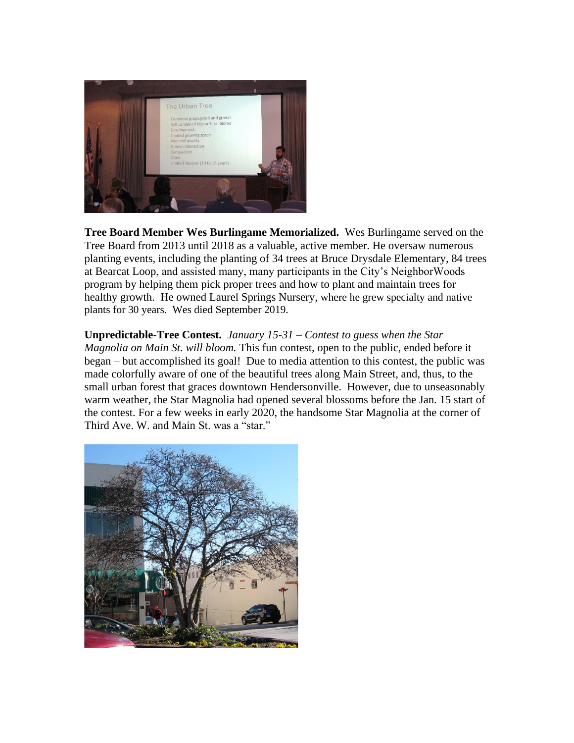**Tree Board Member Wes Burlingame Memorialized.** Wes Burlingame served on the Tree Board from 2013 until 2018 as a valuable, active member. He oversaw numerous planting events, including the planting of 34 trees at Bruce Drysdale Elementary, 84 trees at Bearcat Loop, and assisted many, many participants in the City's NeighborWoods program by helping them pick proper trees and how to plant and maintain trees for healthy growth. He owned Laurel Springs Nursery, where he grew specialty and native plants for 30 years. Wes died September 2019.

**Unpredictable-Tree Contest.** *January 15-31 – Contest to guess when the Star Magnolia on Main St. will bloom.* This fun contest, open to the public, ended before it began – but accomplished its goal! Due to media attention to this contest, the public was made colorfully aware of one of the beautiful trees along Main Street, and, thus, to the small urban forest that graces downtown Hendersonville. However, due to unseasonably warm weather, the Star Magnolia had opened several blossoms before the Jan. 15 start of the contest. For a few weeks in early 2020, the handsome Star Magnolia at the corner of Third Ave. W. and Main St. was a "star."